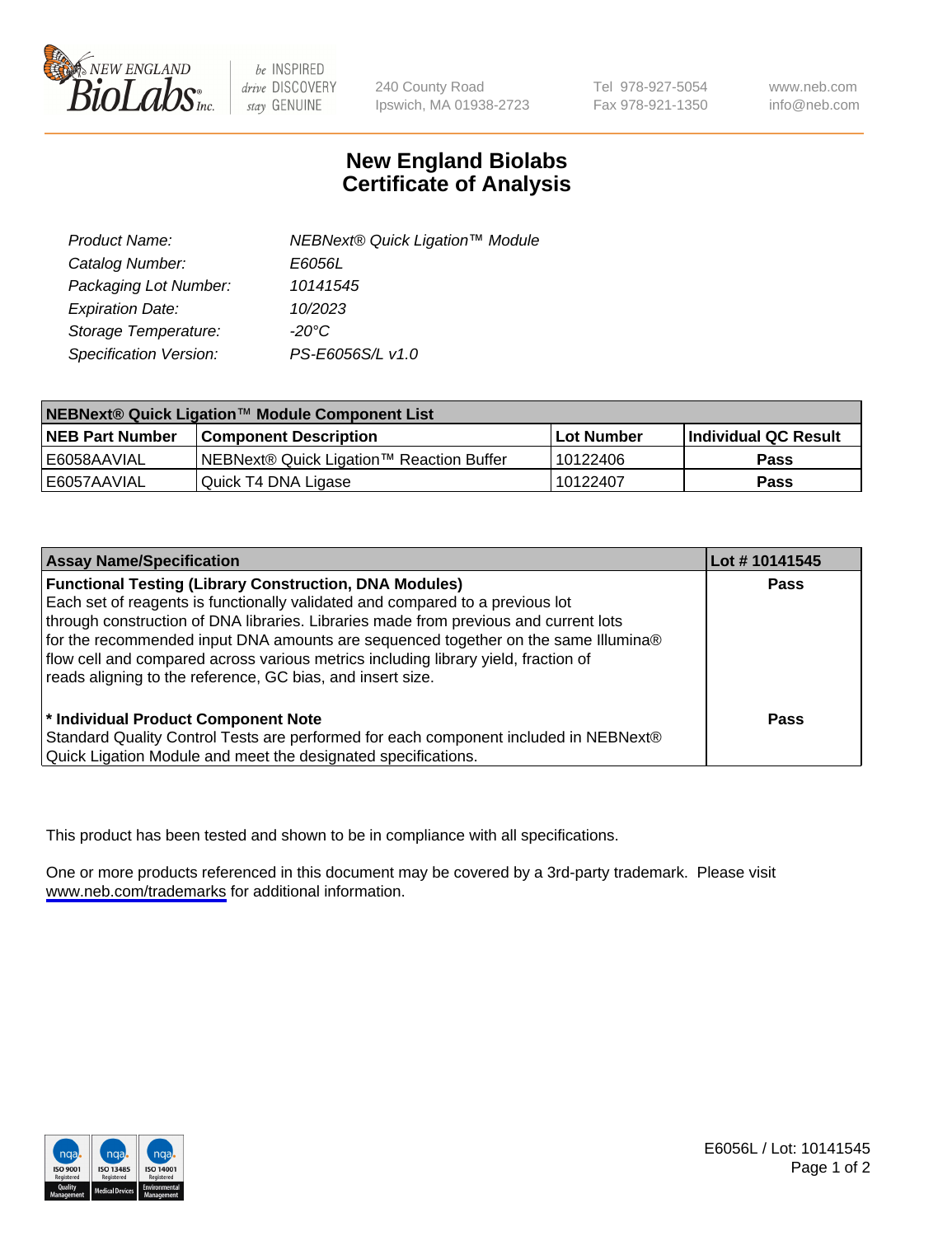New England BioLabs Inc. — be INSPIRED drive DISCOVERY stay GENUINE

240 County Road
Ipswich, MA 01938-2723

Tel 978-927-5054
Fax 978-921-1350

www.neb.com
info@neb.com

# New England Biolabs Certificate of Analysis

| | |
|---|---|
| *Product Name:* | *NEBNext® Quick Ligation™ Module* |
| *Catalog Number:* | *E6056L* |
| *Packaging Lot Number:* | *10141545* |
| *Expiration Date:* | *10/2023* |
| *Storage Temperature:* | *-20°C* |
| *Specification Version:* | *PS-E6056S/L v1.0* |

| NEBNext® Quick Ligation™ Module Component List | | | |
|---|---|---|---|
| **NEB Part Number** | **Component Description** | **Lot Number** | **Individual QC Result** |
| E6058AAVIAL | NEBNext® Quick Ligation™ Reaction Buffer | 10122406 | **Pass** |
| E6057AAVIAL | Quick T4 DNA Ligase | 10122407 | **Pass** |

| Assay Name/Specification | Lot # 10141545 |
|---|---|
| **Functional Testing (Library Construction, DNA Modules)** Each set of reagents is functionally validated and compared to a previous lot through construction of DNA libraries. Libraries made from previous and current lots for the recommended input DNA amounts are sequenced together on the same Illumina® flow cell and compared across various metrics including library yield, fraction of reads aligning to the reference, GC bias, and insert size. | **Pass** |
| **\* Individual Product Component Note** Standard Quality Control Tests are performed for each component included in NEBNext® Quick Ligation Module and meet the designated specifications. | **Pass** |

This product has been tested and shown to be in compliance with all specifications.

One or more products referenced in this document may be covered by a 3rd-party trademark. Please visit www.neb.com/trademarks for additional information.

E6056L / Lot: 10141545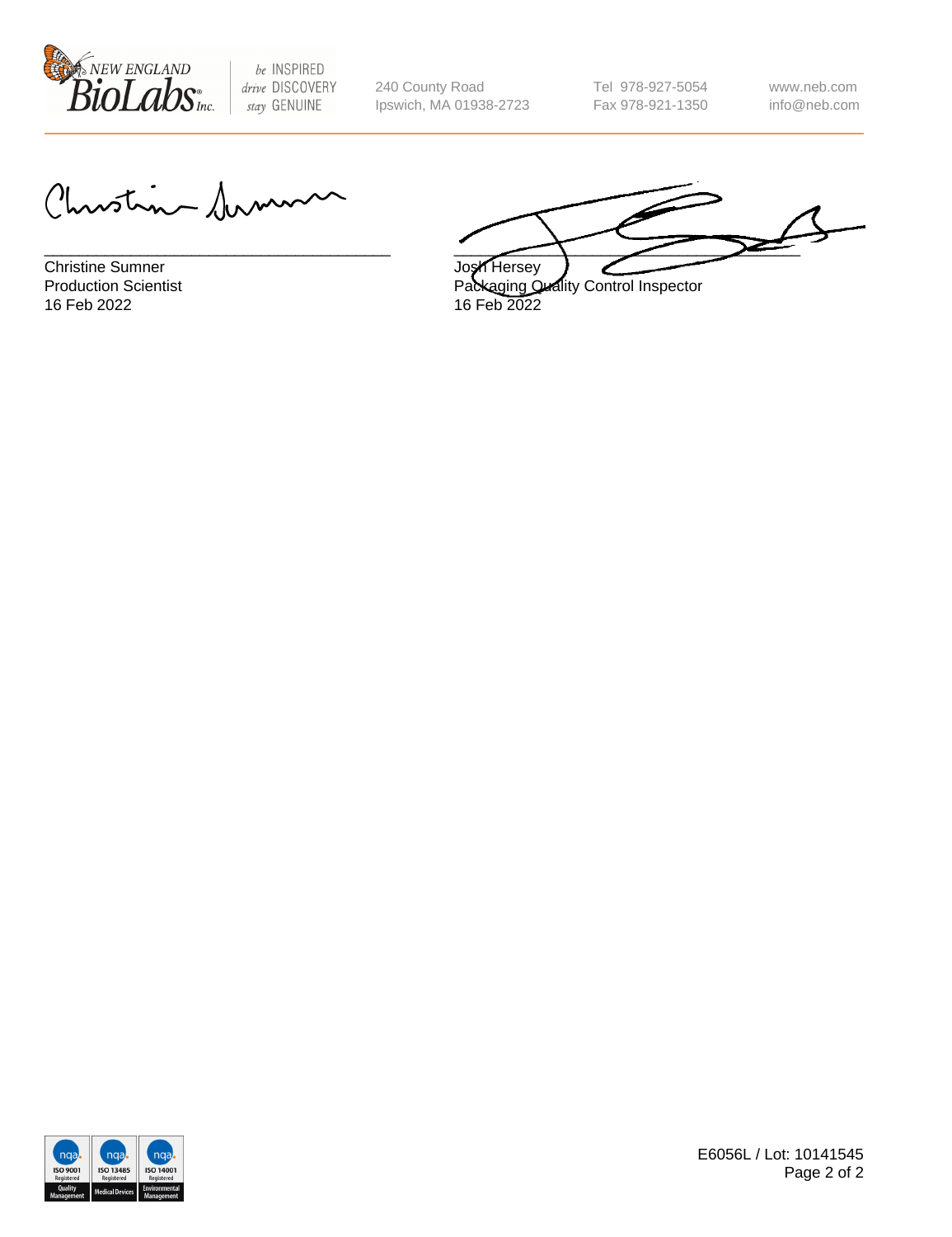Christine Sumner
Production Scientist
16 Feb 2022

Josh Hersey
Packaging Quality Control Inspector
16 Feb 2022

E6056L / Lot: 10141545